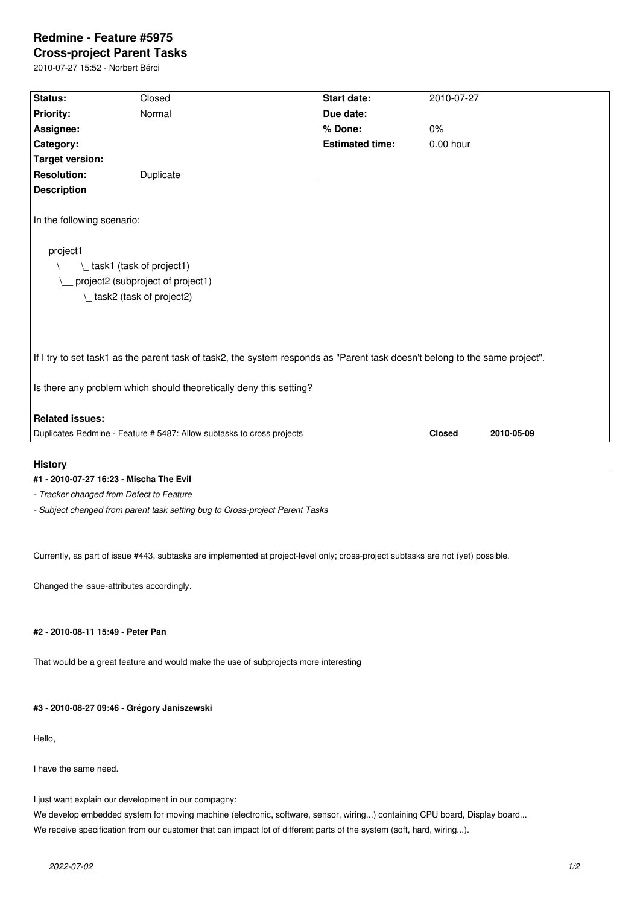# Redmine - Feature #5975

## Cross-project Parent Tasks

2010-07-27 15:52 - Norbert Bérci

| Status: | Closed | Start date: | 2010-07-27 |
|---|---|---|---|
| Priority: | Normal | Due date: | |
| Assignee: | | % Done: | 0% |
| Category: | | Estimated time: | 0.00 hour |
| Target version: | | | |
| Resolution: | Duplicate | | |

**Description**

In the following scenario:

```
project1
   \     \_ task1 (task of project1)
    \__ project2 (subproject of project1)
          \_ task2 (task of project2)
```

If I try to set task1 as the parent task of task2, the system responds as "Parent task doesn't belong to the same project".

Is there any problem which should theoretically deny this setting?

**Related issues:**

| | | |
|---|---|---|
| Duplicates Redmine - Feature # 5487: Allow subtasks to cross projects | **Closed** | **2010-05-09** |

### History

#### #1 - 2010-07-27 16:23 - Mischa The Evil

*- Tracker changed from Defect to Feature*

*- Subject changed from parent task setting bug to Cross-project Parent Tasks*

Currently, as part of issue #443, subtasks are implemented at project-level only; cross-project subtasks are not (yet) possible.

Changed the issue-attributes accordingly.

#### #2 - 2010-08-11 15:49 - Peter Pan

That would be a great feature and would make the use of subprojects more interesting

#### #3 - 2010-08-27 09:46 - Grégory Janiszewski

Hello,

I have the same need.

I just want explain our development in our compagny:
We develop embedded system for moving machine (electronic, software, sensor, wiring...) containing CPU board, Display board...
We receive specification from our customer that can impact lot of different parts of the system (soft, hard, wiring...).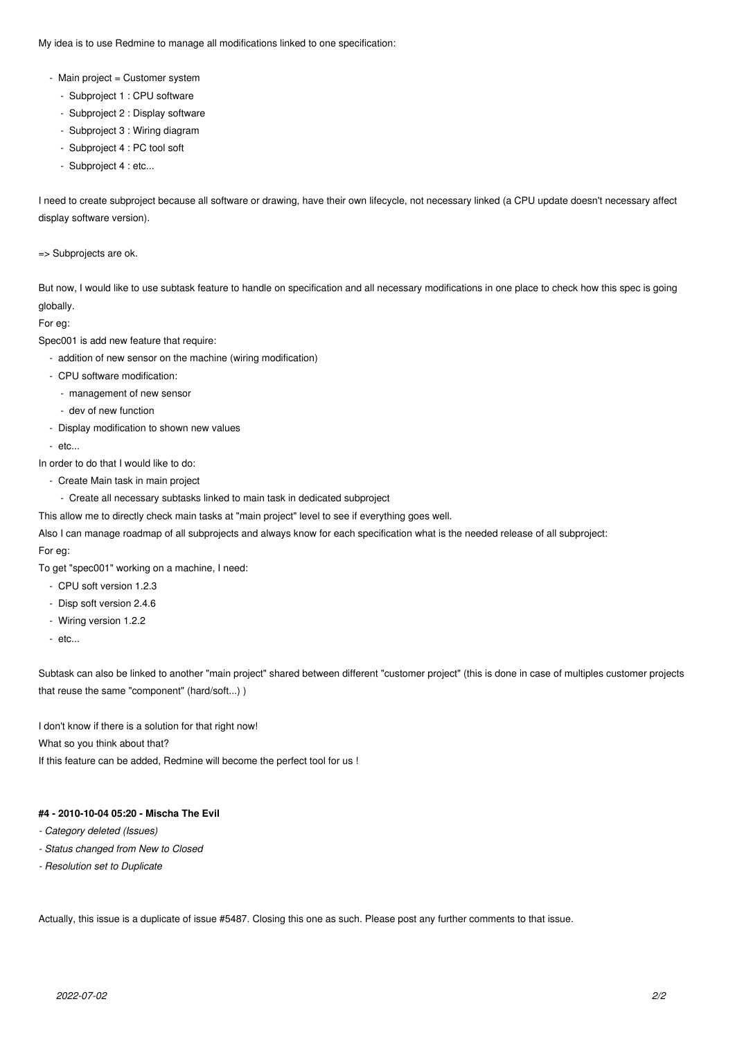My idea is to use Redmine to manage all modifications linked to one specification:

- Main project = Customer system
  - Subproject 1 : CPU software
  - Subproject 2 : Display software
  - Subproject 3 : Wiring diagram
  - Subproject 4 : PC tool soft
  - Subproject 4 : etc...

I need to create subproject because all software or drawing, have their own lifecycle, not necessary linked (a CPU update doesn't necessary affect display software version).

=> Subprojects are ok.

But now, I would like to use subtask feature to handle on specification and all necessary modifications in one place to check how this spec is going globally.

For eg:

Spec001 is add new feature that require:

- addition of new sensor on the machine (wiring modification)
- CPU software modification:
  - management of new sensor
  - dev of new function
- Display modification to shown new values
- etc...

In order to do that I would like to do:

- Create Main task in main project
  - Create all necessary subtasks linked to main task in dedicated subproject

This allow me to directly check main tasks at "main project" level to see if everything goes well.

Also I can manage roadmap of all subprojects and always know for each specification what is the needed release of all subproject:

For eg:

To get "spec001" working on a machine, I need:

- CPU soft version 1.2.3
- Disp soft version 2.4.6
- Wiring version 1.2.2
- etc...

Subtask can also be linked to another "main project" shared between different "customer project" (this is done in case of multiples customer projects that reuse the same "component" (hard/soft...) )

I don't know if there is a solution for that right now!

What so you think about that?

If this feature can be added, Redmine will become the perfect tool for us !

#### #4 - 2010-10-04 05:20 - Mischa The Evil

- *Category deleted (Issues)*
- *Status changed from New to Closed*
- *Resolution set to Duplicate*

Actually, this issue is a duplicate of issue #5487. Closing this one as such. Please post any further comments to that issue.